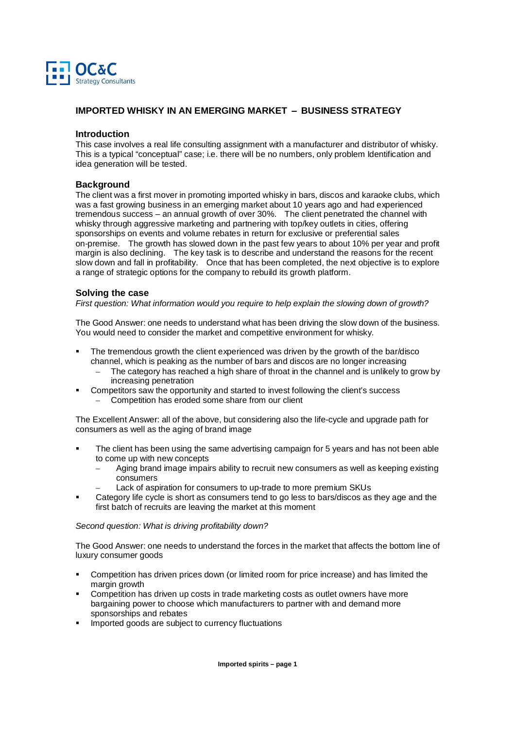# IMPORTED WHISKY IN AN EMERGING MARKET – BUSINESS STRATEGY

## Introduction

This case involves a real life consulting assignment with a manufacturer and distributor of whisky. This is a typical "conceptual" case; i.e. there will be no numbers, only problem Identification and idea generation will be tested.

## Background

The client was a first mover in promoting imported whisky in bars, discos and karaoke clubs, which was a fast growing business in an emerging market about 10 years ago and had experienced tremendous success – an annual growth of over 30%. The client penetrated the channel with whisky through aggressive marketing and partnering with top/key outlets in cities, offering sponsorships on events and volume rebates in return for exclusive or preferential sales on-premise. The growth has slowed down in the past few years to about 10% per year and profit margin is also declining. The key task is to describe and understand the reasons for the recent slow down and fall in profitability. Once that has been completed, the next objective is to explore a range of strategic options for the company to rebuild its growth platform.

## Solving the case

*First question: What information would you require to help explain the slowing down of growth?*

The Good Answer: one needs to understand what has been driving the slow down of the business. You would need to consider the market and competitive environment for whisky.

- The tremendous growth the client experienced was driven by the growth of the bar/disco channel, which is peaking as the number of bars and discos are no longer increasing
  - The category has reached a high share of throat in the channel and is unlikely to grow by increasing penetration
- Competitors saw the opportunity and started to invest following the client's success
  - Competition has eroded some share from our client

The Excellent Answer: all of the above, but considering also the life-cycle and upgrade path for consumers as well as the aging of brand image

- The client has been using the same advertising campaign for 5 years and has not been able to come up with new concepts
  - Aging brand image impairs ability to recruit new consumers as well as keeping existing consumers
  - Lack of aspiration for consumers to up-trade to more premium SKUs
- Category life cycle is short as consumers tend to go less to bars/discos as they age and the first batch of recruits are leaving the market at this moment

*Second question: What is driving profitability down?*

The Good Answer: one needs to understand the forces in the market that affects the bottom line of luxury consumer goods

- Competition has driven prices down (or limited room for price increase) and has limited the margin growth
- Competition has driven up costs in trade marketing costs as outlet owners have more bargaining power to choose which manufacturers to partner with and demand more sponsorships and rebates
- Imported goods are subject to currency fluctuations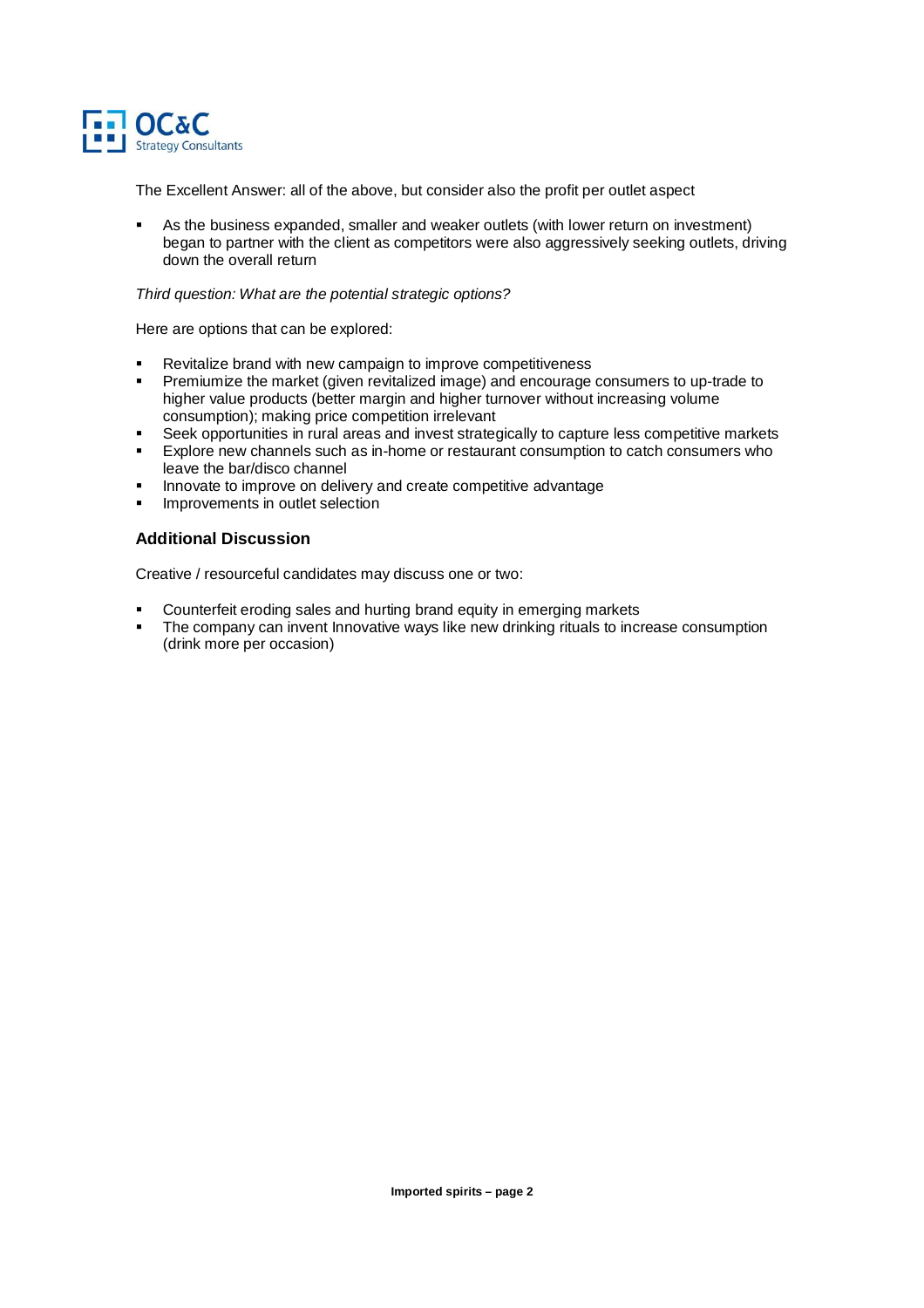The Excellent Answer: all of the above, but consider also the profit per outlet aspect

- As the business expanded, smaller and weaker outlets (with lower return on investment) began to partner with the client as competitors were also aggressively seeking outlets, driving down the overall return

*Third question: What are the potential strategic options?*

Here are options that can be explored:

- Revitalize brand with new campaign to improve competitiveness
- Premiumize the market (given revitalized image) and encourage consumers to up-trade to higher value products (better margin and higher turnover without increasing volume consumption); making price competition irrelevant
- Seek opportunities in rural areas and invest strategically to capture less competitive markets
- Explore new channels such as in-home or restaurant consumption to catch consumers who leave the bar/disco channel
- Innovate to improve on delivery and create competitive advantage
- Improvements in outlet selection

### Additional Discussion

Creative / resourceful candidates may discuss one or two:

- Counterfeit eroding sales and hurting brand equity in emerging markets
- The company can invent Innovative ways like new drinking rituals to increase consumption (drink more per occasion)